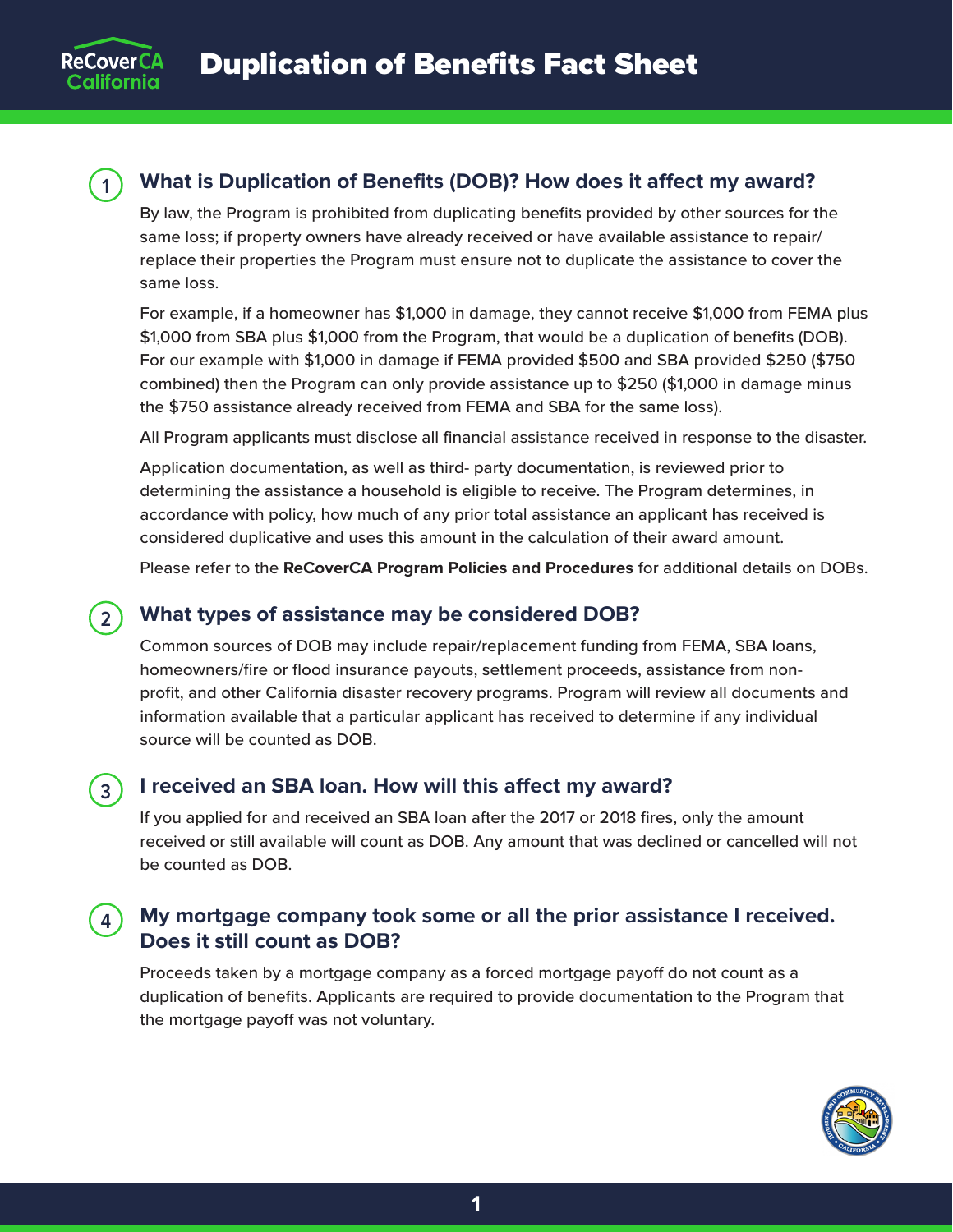# Duplication of Benefits Fact Sheet

## 1 What is Duplication of Benefits (DOB)? How does it affect my award?

By law, the Program is prohibited from duplicating benefits provided by other sources for the same loss; if property owners have already received or have available assistance to repair/replace their properties the Program must ensure not to duplicate the assistance to cover the same loss.

For example, if a homeowner has $1,000 in damage, they cannot receive $1,000 from FEMA plus $1,000 from SBA plus $1,000 from the Program, that would be a duplication of benefits (DOB). For our example with $1,000 in damage if FEMA provided $500 and SBA provided $250 ($750 combined) then the Program can only provide assistance up to $250 ($1,000 in damage minus the $750 assistance already received from FEMA and SBA for the same loss).

All Program applicants must disclose all financial assistance received in response to the disaster.

Application documentation, as well as third- party documentation, is reviewed prior to determining the assistance a household is eligible to receive. The Program determines, in accordance with policy, how much of any prior total assistance an applicant has received is considered duplicative and uses this amount in the calculation of their award amount.

Please refer to the **ReCoverCA Program Policies and Procedures** for additional details on DOBs.

## 2 What types of assistance may be considered DOB?

Common sources of DOB may include repair/replacement funding from FEMA, SBA loans, homeowners/fire or flood insurance payouts, settlement proceeds, assistance from non-profit, and other California disaster recovery programs. Program will review all documents and information available that a particular applicant has received to determine if any individual source will be counted as DOB.

## 3 I received an SBA loan. How will this affect my award?

If you applied for and received an SBA loan after the 2017 or 2018 fires, only the amount received or still available will count as DOB. Any amount that was declined or cancelled will not be counted as DOB.

## 4 My mortgage company took some or all the prior assistance I received. Does it still count as DOB?

Proceeds taken by a mortgage company as a forced mortgage payoff do not count as a duplication of benefits. Applicants are required to provide documentation to the Program that the mortgage payoff was not voluntary.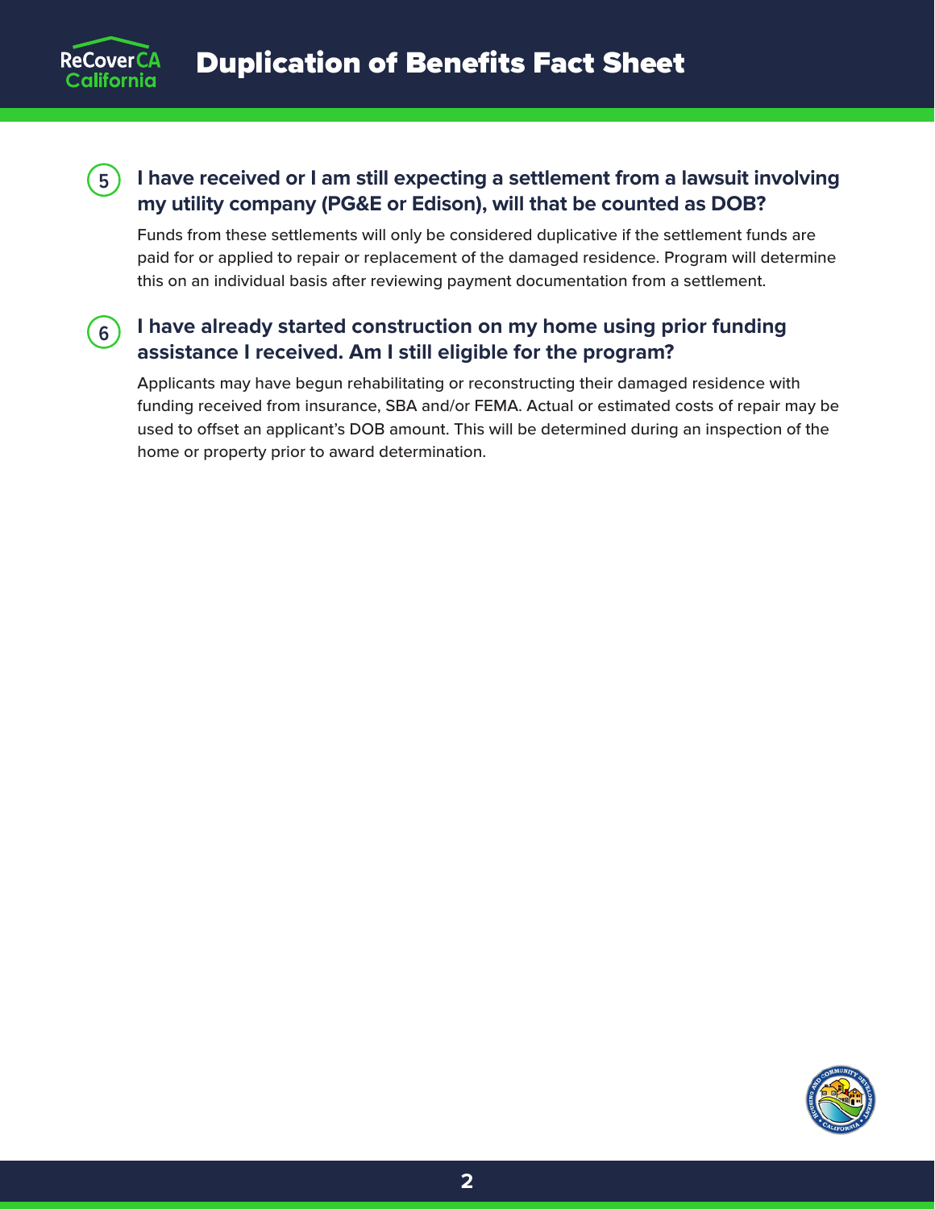# Duplication of Benefits Fact Sheet

### 5. I have received or I am still expecting a settlement from a lawsuit involving my utility company (PG&E or Edison), will that be counted as DOB?

Funds from these settlements will only be considered duplicative if the settlement funds are paid for or applied to repair or replacement of the damaged residence. Program will determine this on an individual basis after reviewing payment documentation from a settlement.

### 6. I have already started construction on my home using prior funding assistance I received. Am I still eligible for the program?

Applicants may have begun rehabilitating or reconstructing their damaged residence with funding received from insurance, SBA and/or FEMA. Actual or estimated costs of repair may be used to offset an applicant's DOB amount. This will be determined during an inspection of the home or property prior to award determination.